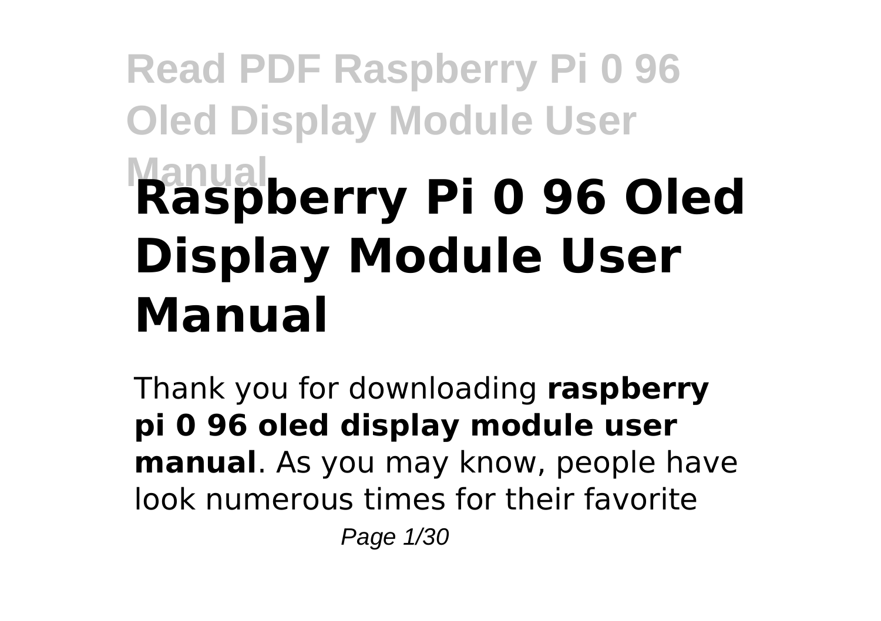# Raspberry Pi 0 96 Oled Display Module User Manual

Thank you for downloading **raspberry pi 0 96 oled display module user manual**. As you may know, people have look numerous times for their favorite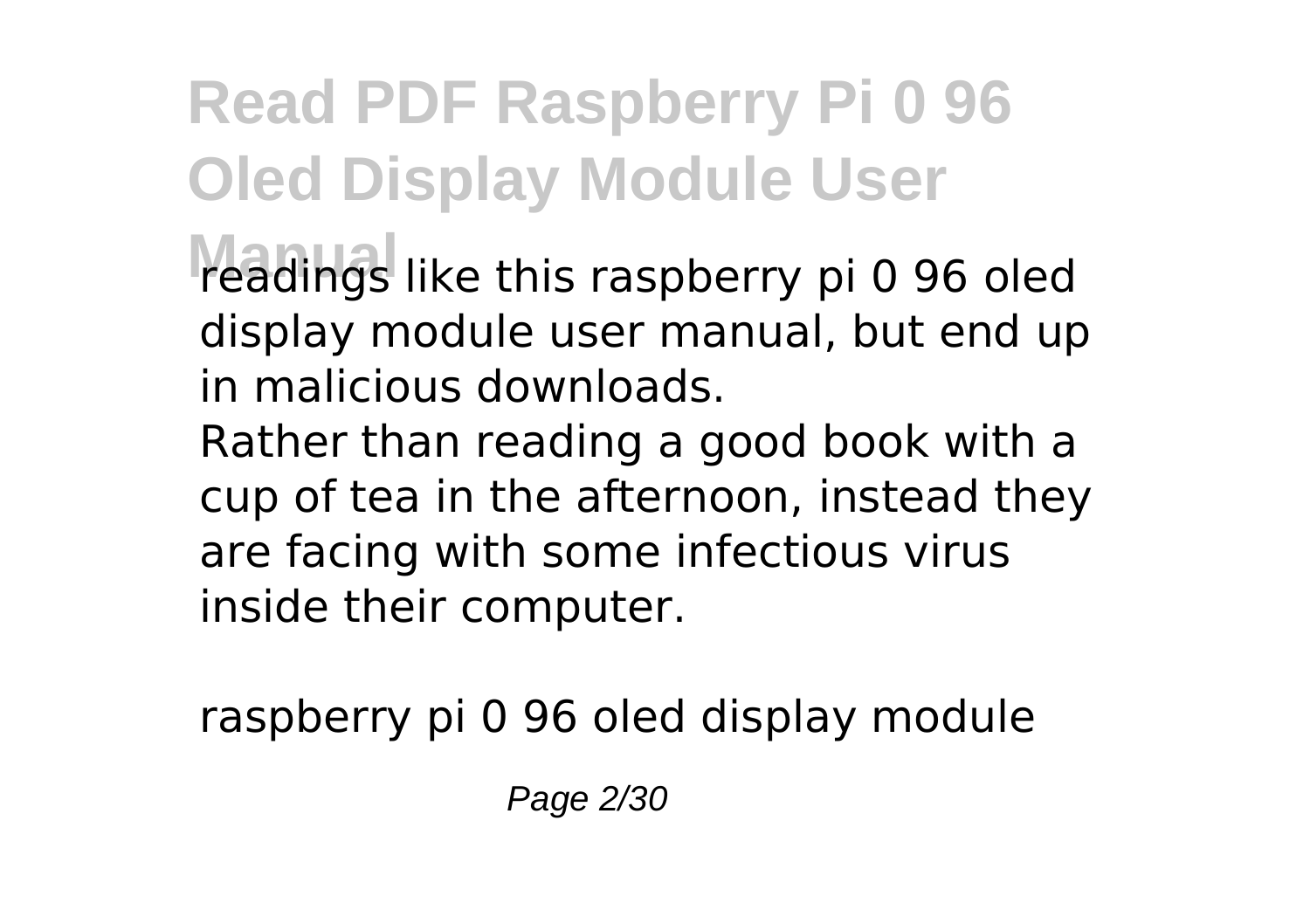readings like this raspberry pi 0 96 oled display module user manual, but end up in malicious downloads.

Rather than reading a good book with a cup of tea in the afternoon, instead they are facing with some infectious virus inside their computer.

raspberry pi 0 96 oled display module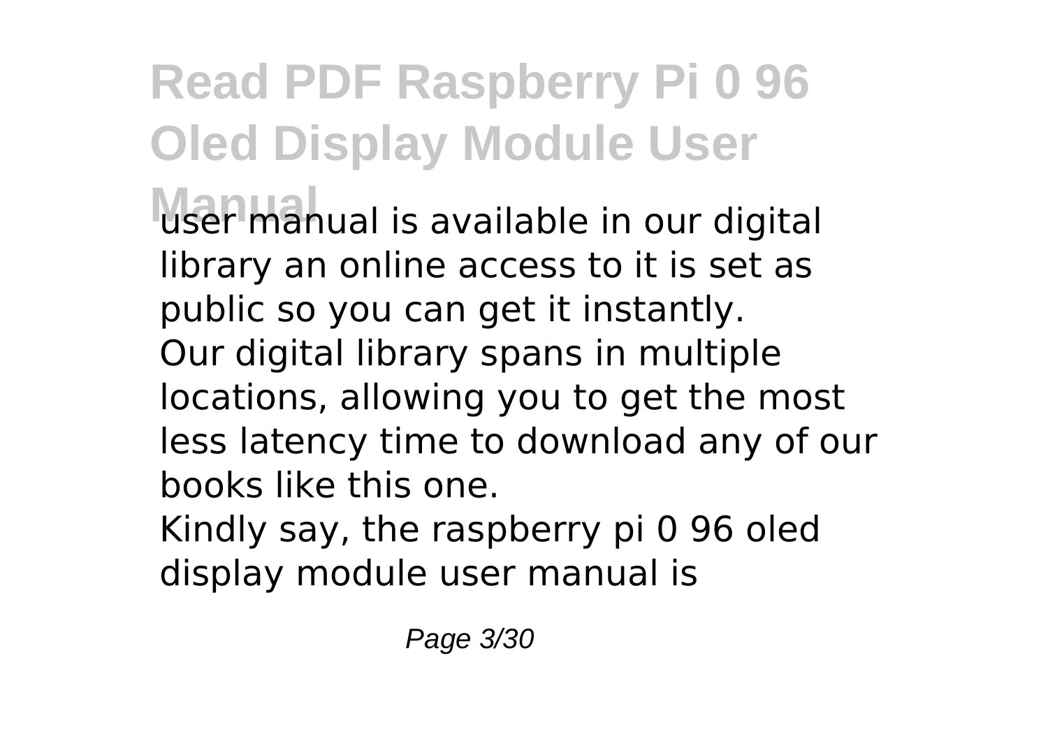user manual is available in our digital library an online access to it is set as public so you can get it instantly.

Our digital library spans in multiple locations, allowing you to get the most less latency time to download any of our books like this one.

Kindly say, the raspberry pi 0 96 oled display module user manual is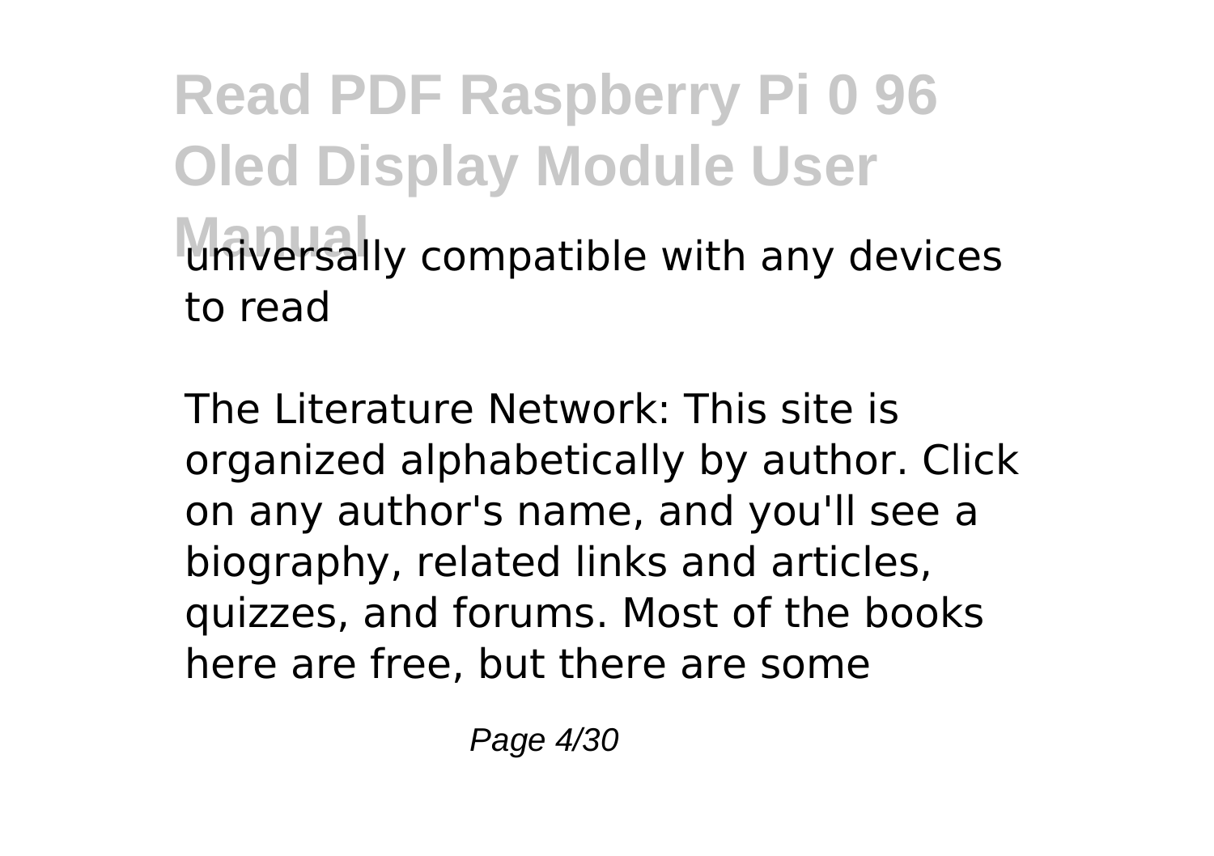universally compatible with any devices to read

The Literature Network: This site is organized alphabetically by author. Click on any author's name, and you'll see a biography, related links and articles, quizzes, and forums. Most of the books here are free, but there are some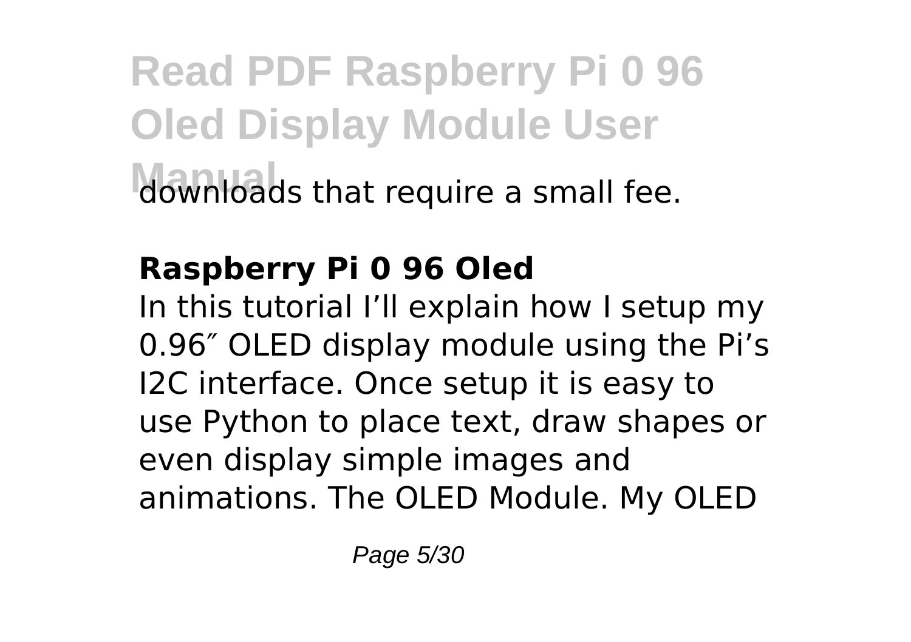downloads that require a small fee.

**Raspberry Pi 0 96 Oled**

In this tutorial I'll explain how I setup my 0.96″ OLED display module using the Pi's I2C interface. Once setup it is easy to use Python to place text, draw shapes or even display simple images and animations. The OLED Module. My OLED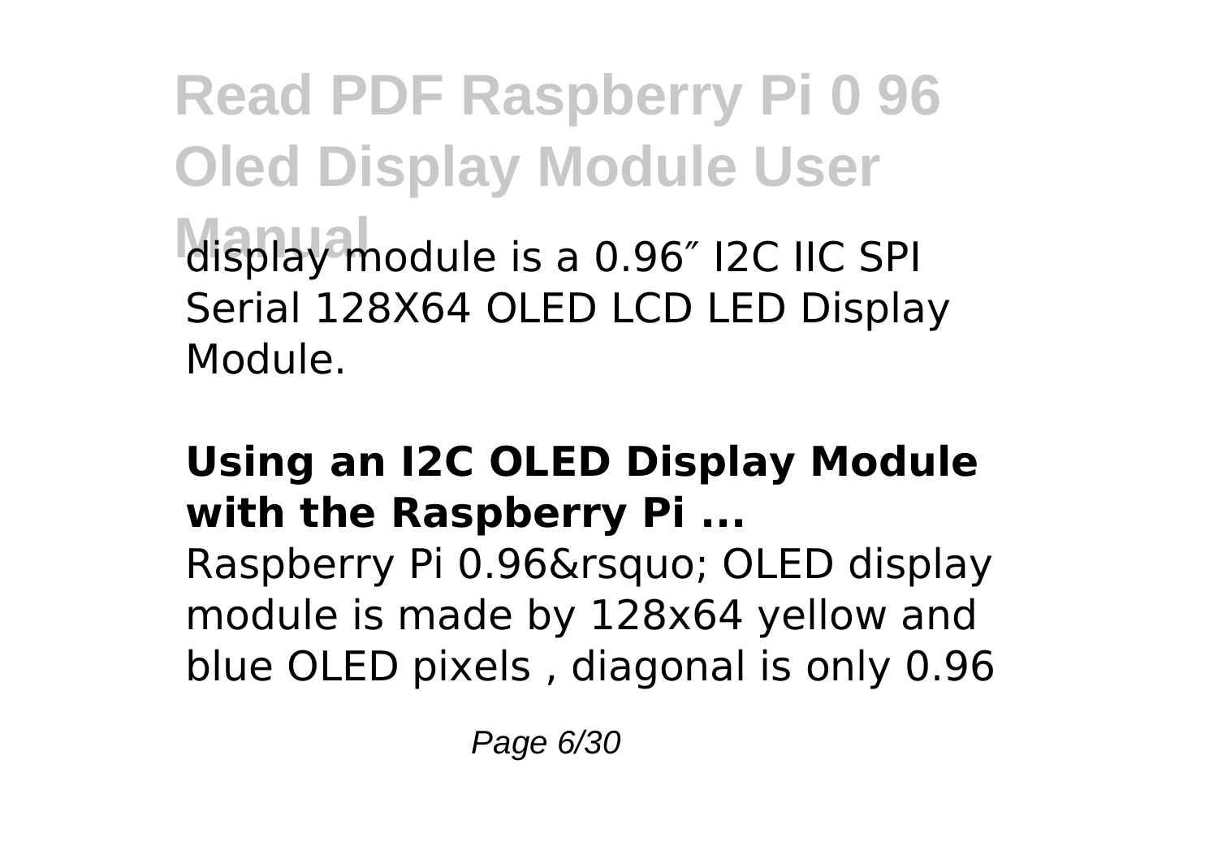display module is a 0.96″ I2C IIC SPI Serial 128X64 OLED LCD LED Display Module.

## Using an I2C OLED Display Module with the Raspberry Pi ...

Raspberry Pi 0.96&rsquo; OLED display module is made by 128x64 yellow and blue OLED pixels , diagonal is only 0.96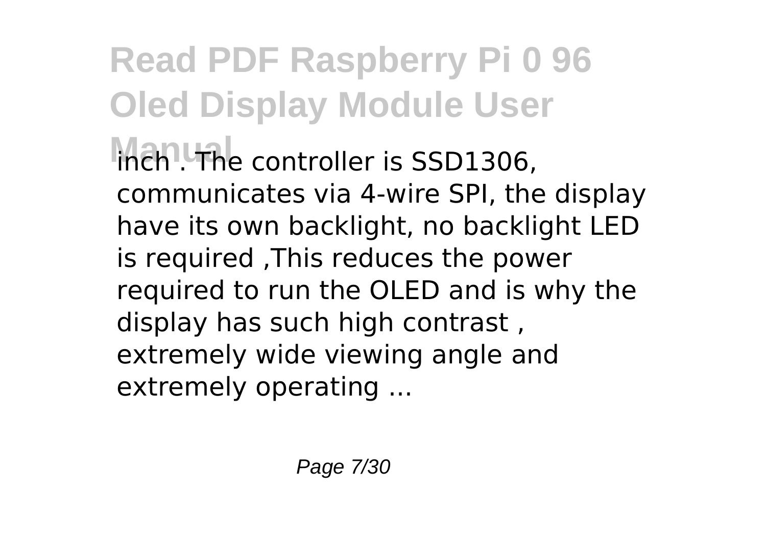inch . The controller is SSD1306, communicates via 4-wire SPI, the display have its own backlight, no backlight LED is required ,This reduces the power required to run the OLED and is why the display has such high contrast , extremely wide viewing angle and extremely operating ...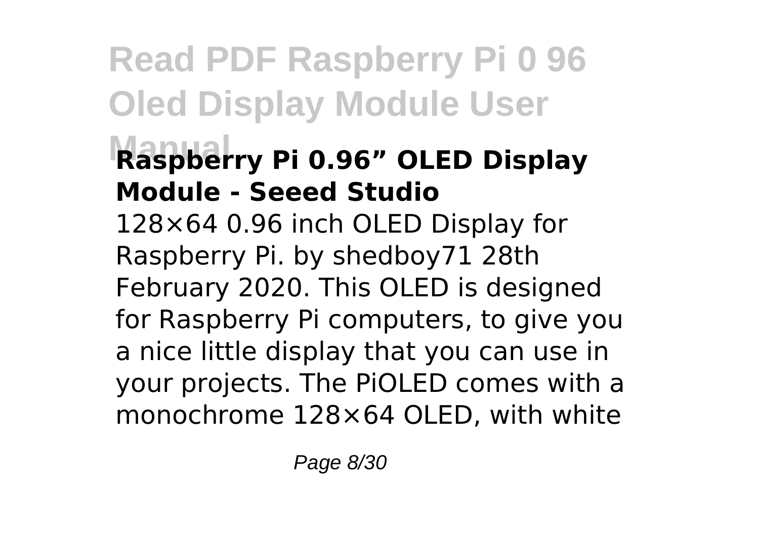## Raspberry Pi 0.96" OLED Display Module - Seeed Studio

128×64 0.96 inch OLED Display for Raspberry Pi. by shedboy71 28th February 2020. This OLED is designed for Raspberry Pi computers, to give you a nice little display that you can use in your projects. The PiOLED comes with a monochrome 128×64 OLED, with white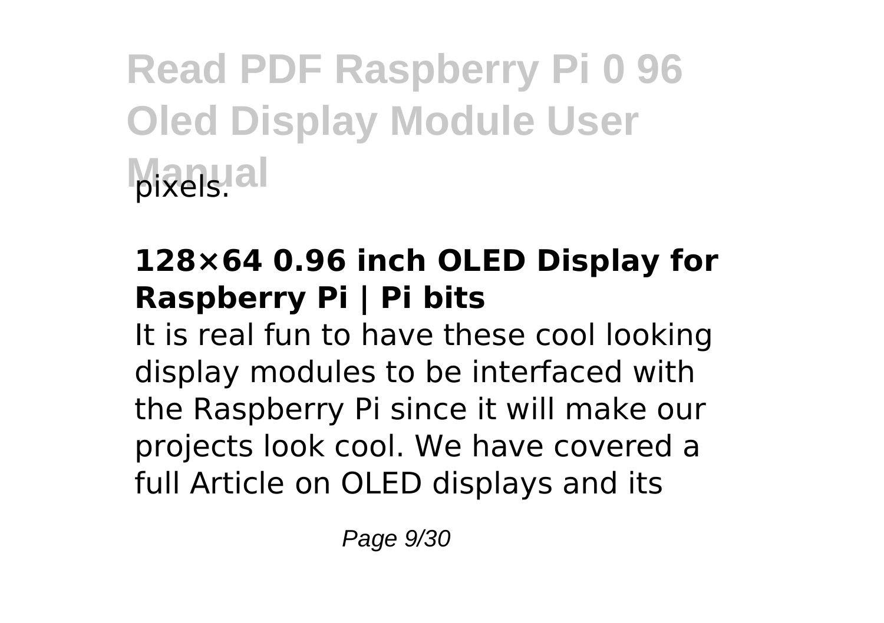pixels.

### 128×64 0.96 inch OLED Display for Raspberry Pi | Pi bits

It is real fun to have these cool looking display modules to be interfaced with the Raspberry Pi since it will make our projects look cool. We have covered a full Article on OLED displays and its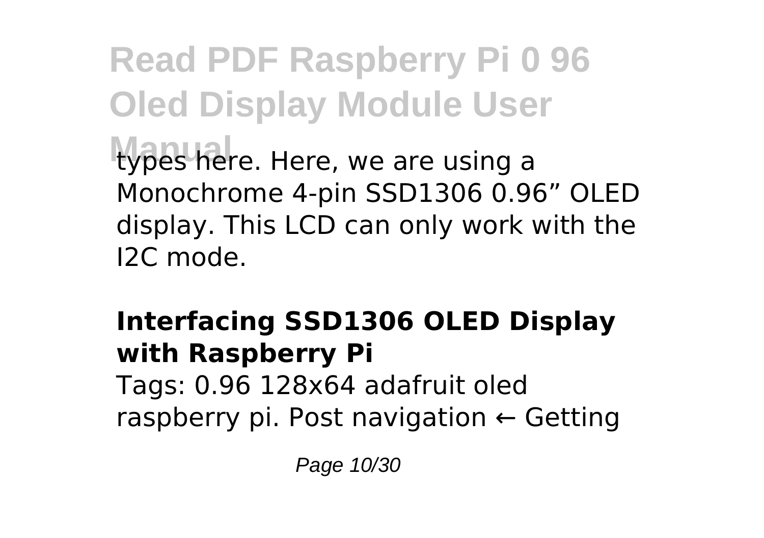types here. Here, we are using a Monochrome 4-pin SSD1306 0.96” OLED display. This LCD can only work with the I2C mode.

**Interfacing SSD1306 OLED Display with Raspberry Pi**

Tags: 0.96 128x64 adafruit oled raspberry pi. Post navigation ← Getting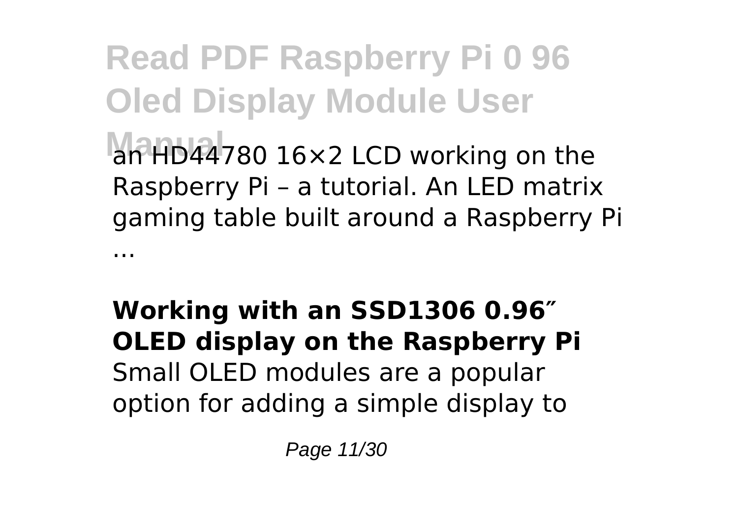an HD44780 16×2 LCD working on the Raspberry Pi – a tutorial. An LED matrix gaming table built around a Raspberry Pi ...

**Working with an SSD1306 0.96″ OLED display on the Raspberry Pi**
Small OLED modules are a popular option for adding a simple display to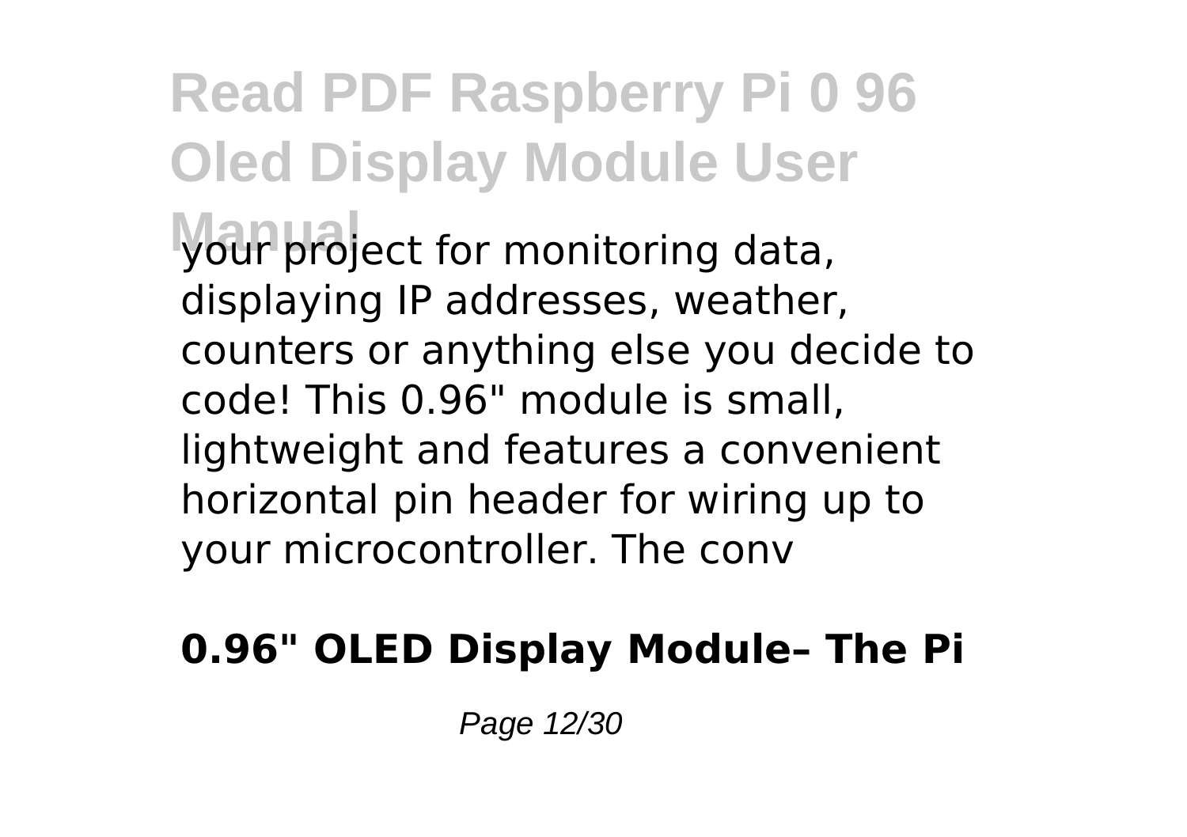your project for monitoring data, displaying IP addresses, weather, counters or anything else you decide to code! This 0.96" module is small, lightweight and features a convenient horizontal pin header for wiring up to your microcontroller. The conv

**0.96" OLED Display Module– The Pi**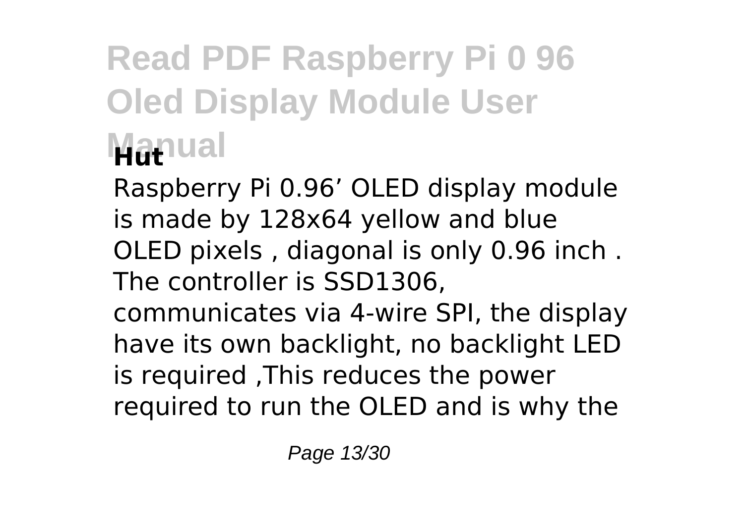**Hut**

Raspberry Pi 0.96’ OLED display module is made by 128x64 yellow and blue OLED pixels , diagonal is only 0.96 inch . The controller is SSD1306, communicates via 4-wire SPI, the display have its own backlight, no backlight LED is required ,This reduces the power required to run the OLED and is why the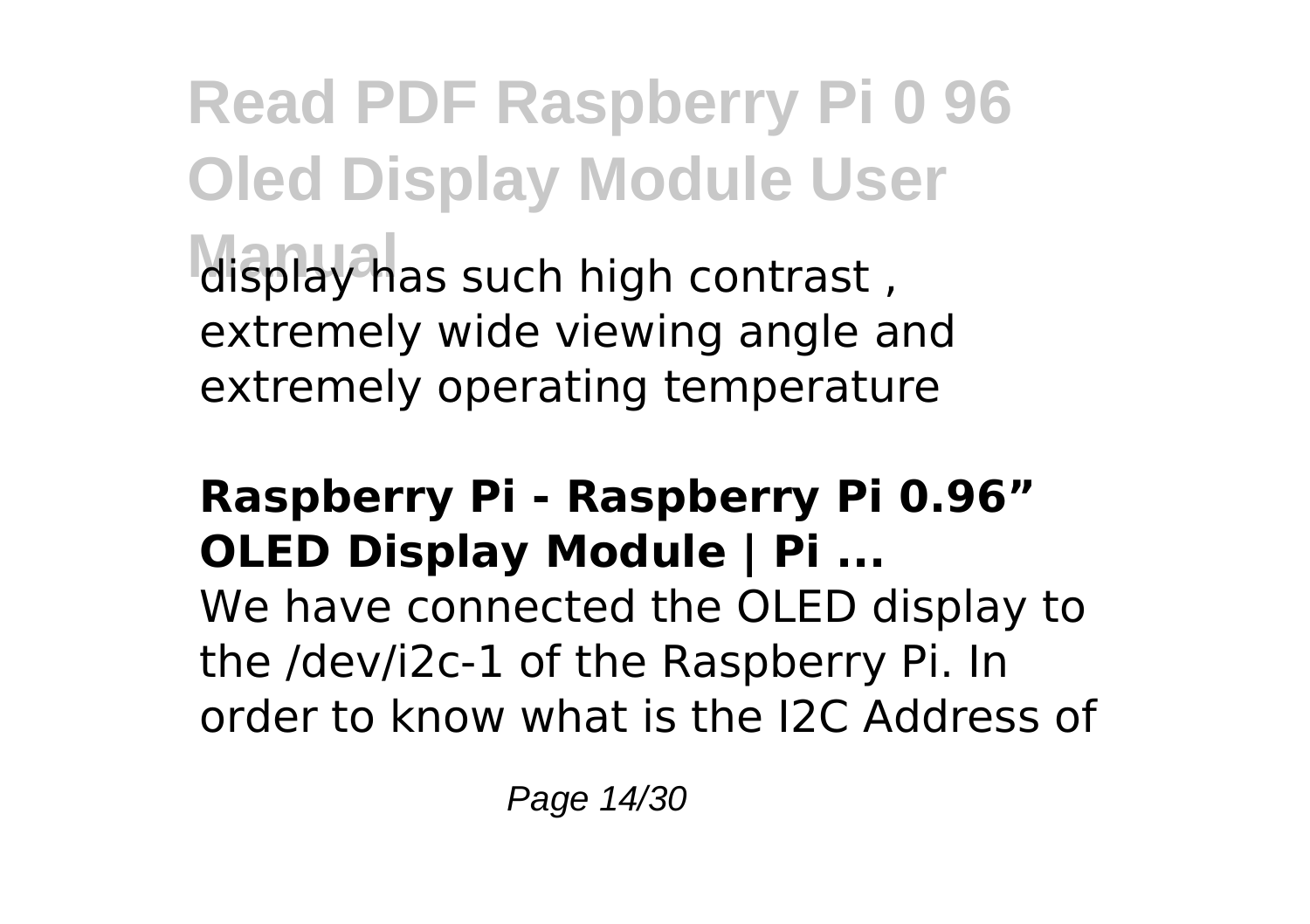display has such high contrast , extremely wide viewing angle and extremely operating temperature

### Raspberry Pi - Raspberry Pi 0.96” OLED Display Module | Pi ...

We have connected the OLED display to the /dev/i2c-1 of the Raspberry Pi. In order to know what is the I2C Address of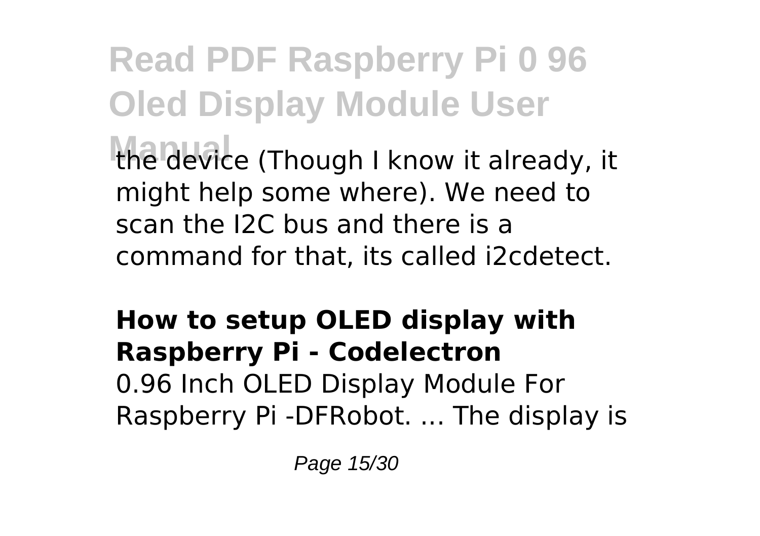the device (Though I know it already, it might help some where). We need to scan the I2C bus and there is a command for that, its called i2cdetect.

**How to setup OLED display with Raspberry Pi - Codelectron**

0.96 Inch OLED Display Module For Raspberry Pi -DFRobot. ... The display is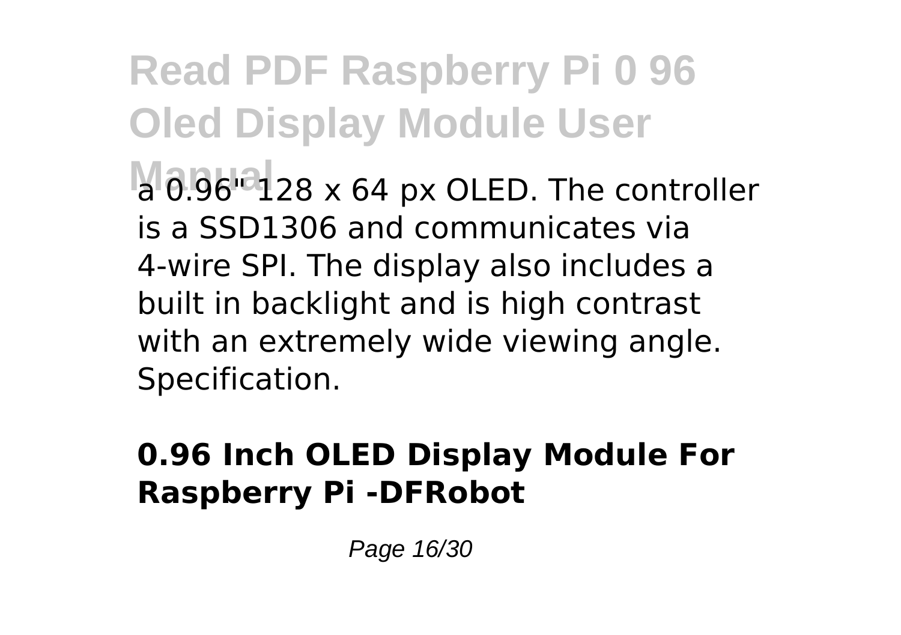a 0.96" 128 x 64 px OLED. The controller is a SSD1306 and communicates via 4-wire SPI. The display also includes a built in backlight and is high contrast with an extremely wide viewing angle. Specification.

**0.96 Inch OLED Display Module For Raspberry Pi -DFRobot**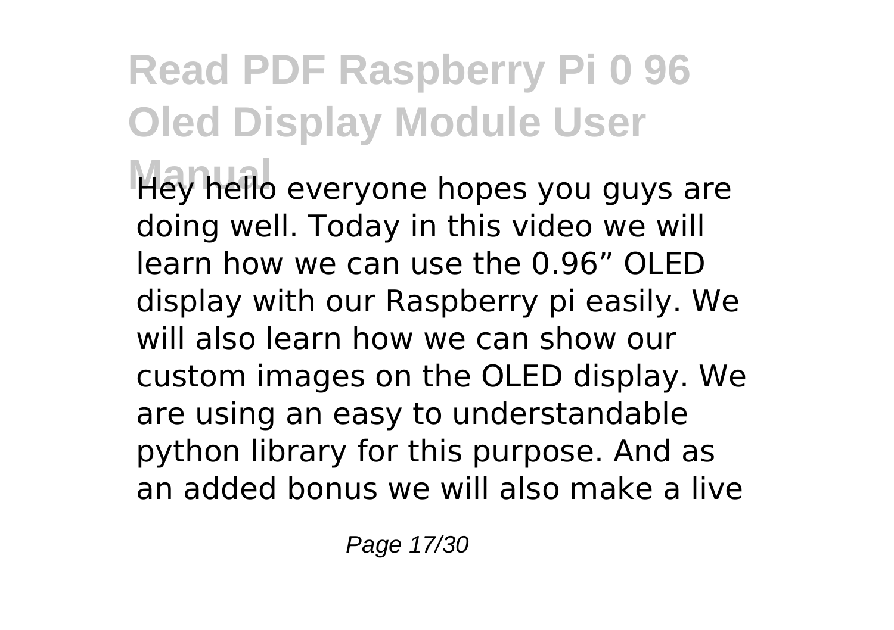Hey hello everyone hopes you guys are doing well. Today in this video we will learn how we can use the 0.96” OLED display with our Raspberry pi easily. We will also learn how we can show our custom images on the OLED display. We are using an easy to understandable python library for this purpose. And as an added bonus we will also make a live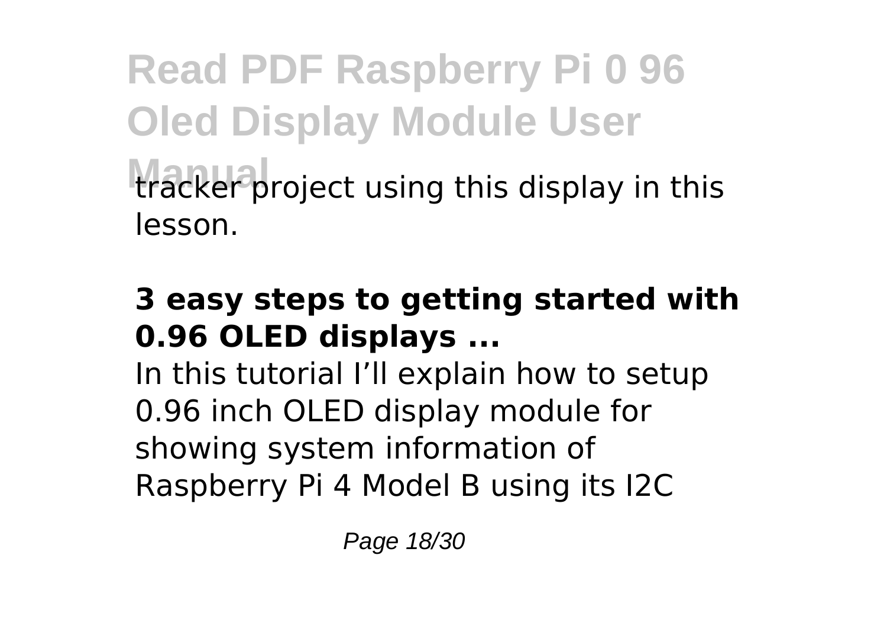tracker project using this display in this lesson.

**3 easy steps to getting started with 0.96 OLED displays ...**

In this tutorial I'll explain how to setup 0.96 inch OLED display module for showing system information of Raspberry Pi 4 Model B using its I2C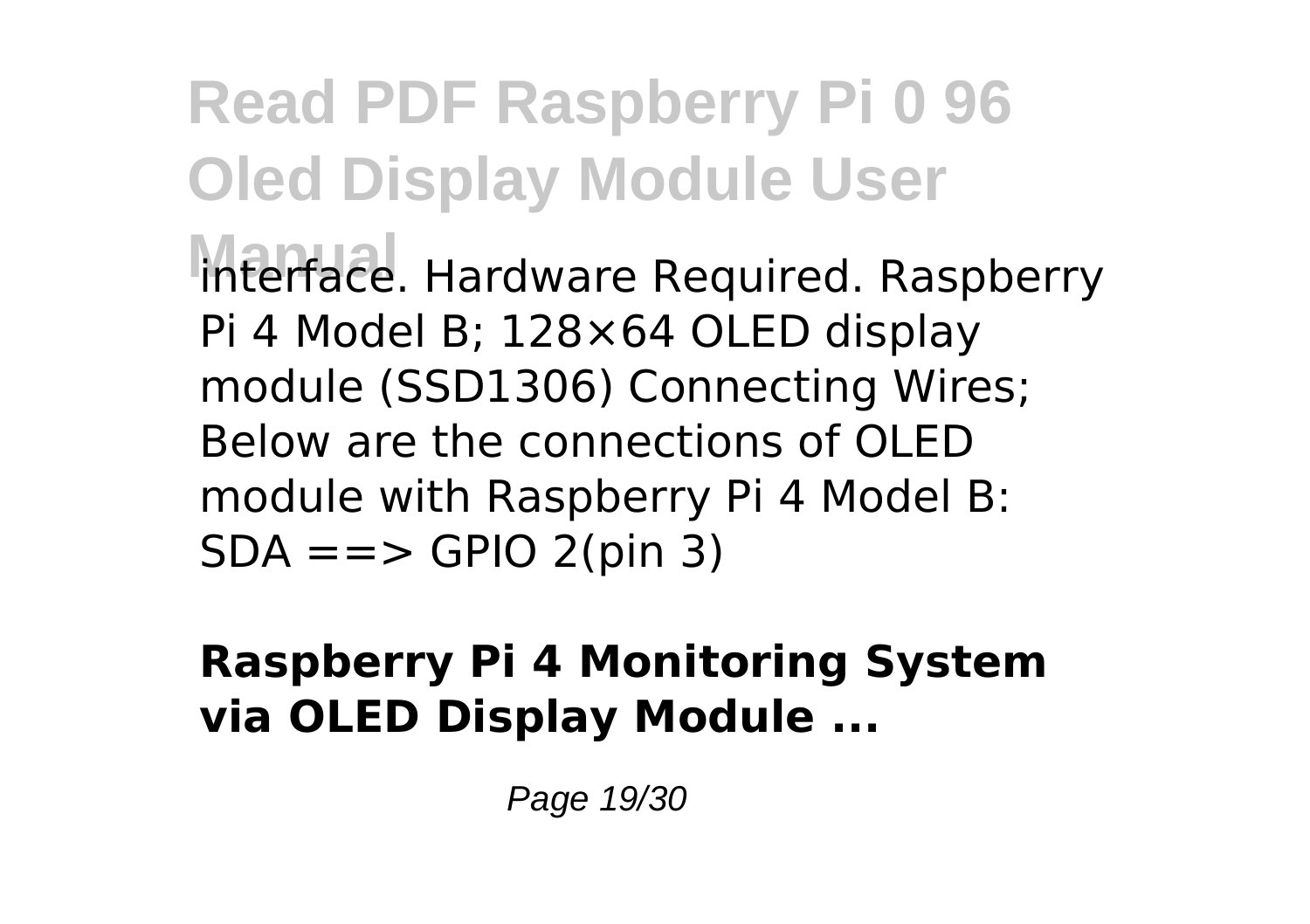interface. Hardware Required. Raspberry Pi 4 Model B; 128×64 OLED display module (SSD1306) Connecting Wires; Below are the connections of OLED module with Raspberry Pi 4 Model B: SDA ==> GPIO 2(pin 3)

**Raspberry Pi 4 Monitoring System via OLED Display Module ...**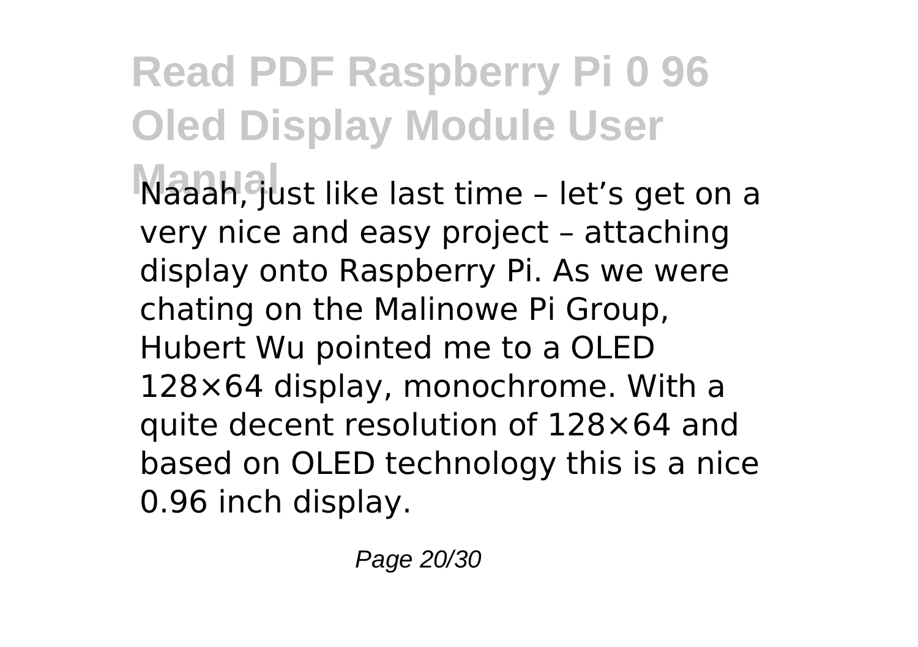Naaah, just like last time – let's get on a very nice and easy project – attaching display onto Raspberry Pi. As we were chating on the Malinowe Pi Group, Hubert Wu pointed me to a OLED 128×64 display, monochrome. With a quite decent resolution of 128×64 and based on OLED technology this is a nice 0.96 inch display.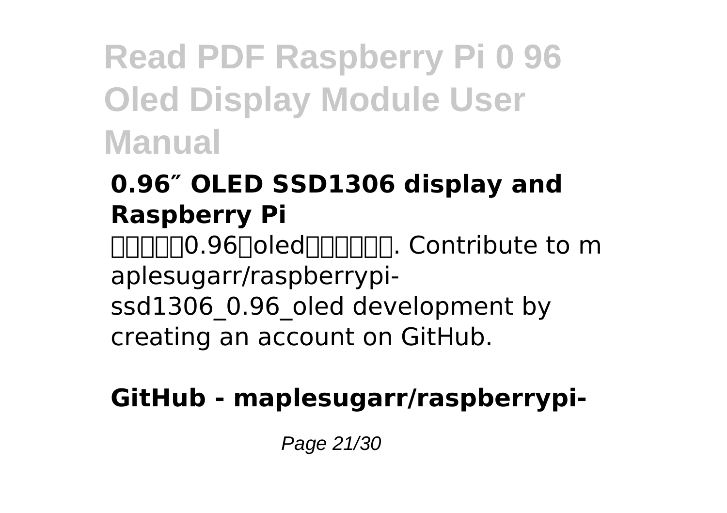### 0.96″ OLED SSD1306 display and Raspberry Pi

□□□□□0.96□oled□□□□□□. Contribute to maplesugarr/raspberrypi-ssd1306_0.96_oled development by creating an account on GitHub.

### GitHub - maplesugarr/raspberrypi-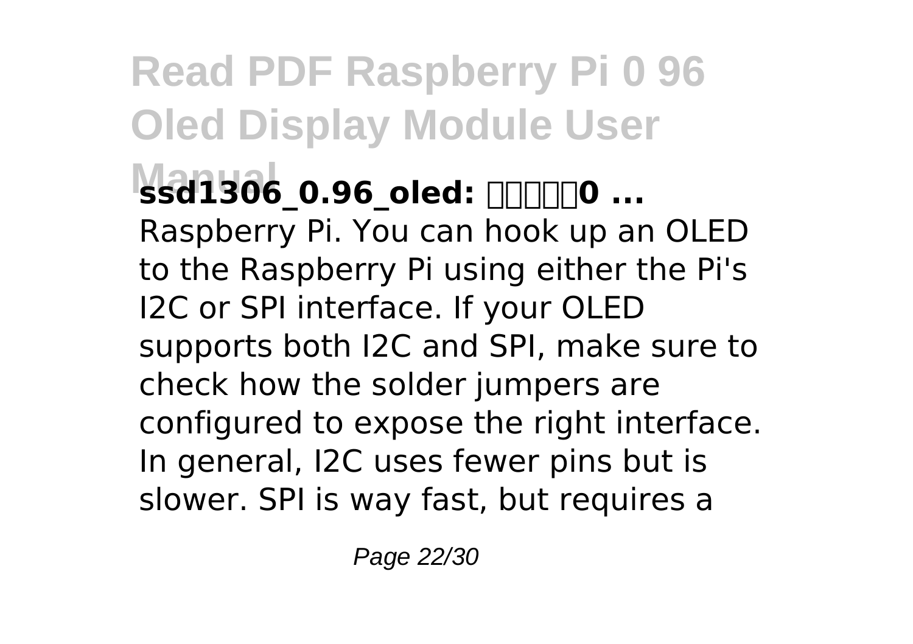**ssd1306_0.96_oled: □□□□□0 ...**

Raspberry Pi. You can hook up an OLED to the Raspberry Pi using either the Pi's I2C or SPI interface. If your OLED supports both I2C and SPI, make sure to check how the solder jumpers are configured to expose the right interface. In general, I2C uses fewer pins but is slower. SPI is way fast, but requires a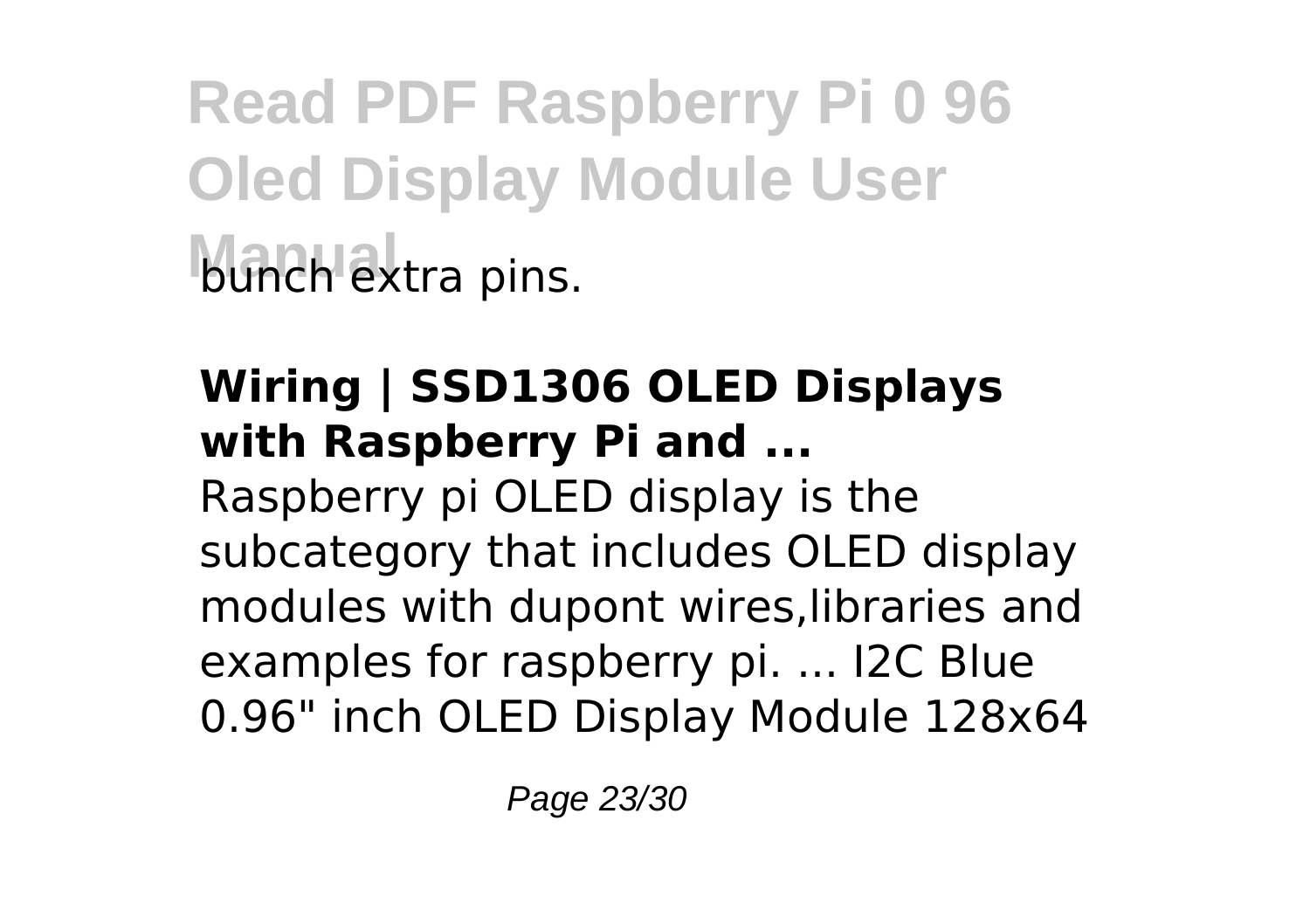bunch extra pins.

**Wiring | SSD1306 OLED Displays with Raspberry Pi and ...**

Raspberry pi OLED display is the subcategory that includes OLED display modules with dupont wires,libraries and examples for raspberry pi. ... I2C Blue 0.96" inch OLED Display Module 128x64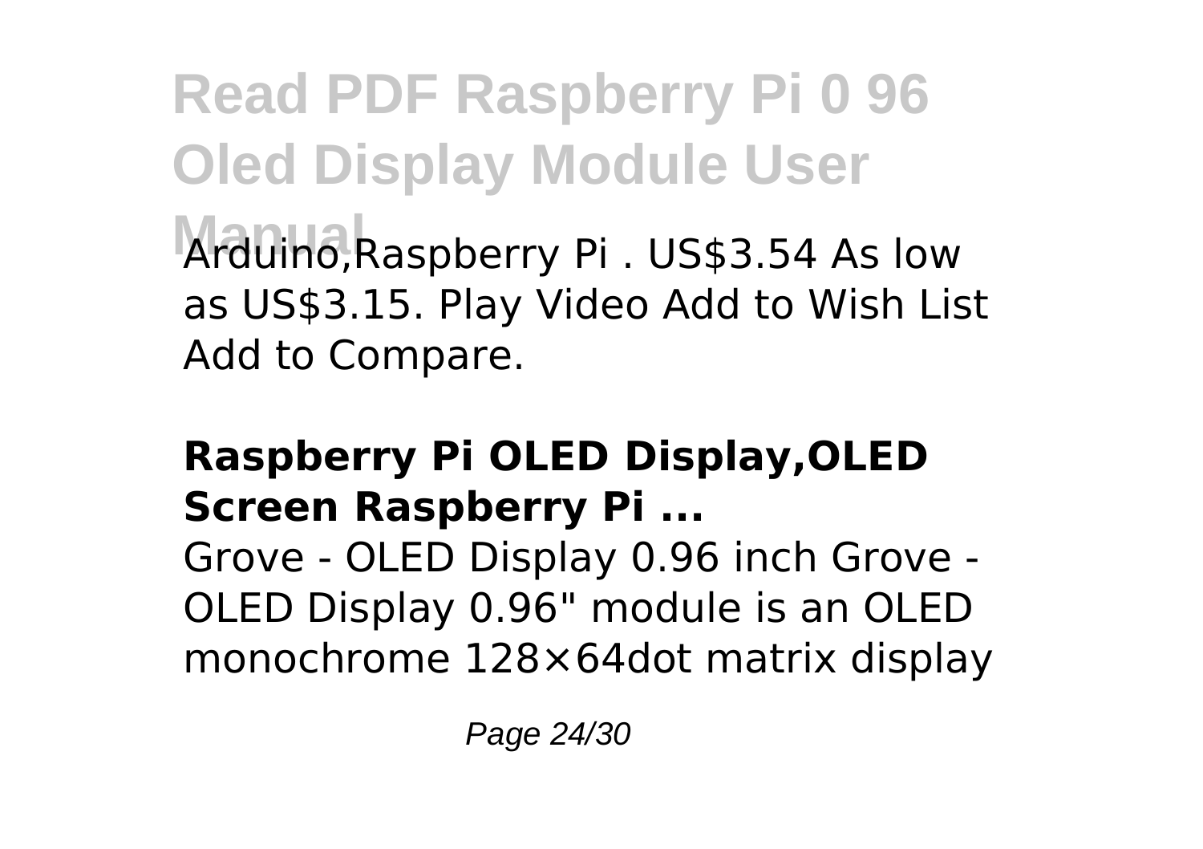Arduino,Raspberry Pi . US$3.54 As low as US$3.15. Play Video Add to Wish List Add to Compare.

### Raspberry Pi OLED Display,OLED Screen Raspberry Pi ...

Grove - OLED Display 0.96 inch Grove - OLED Display 0.96" module is an OLED monochrome 128×64dot matrix display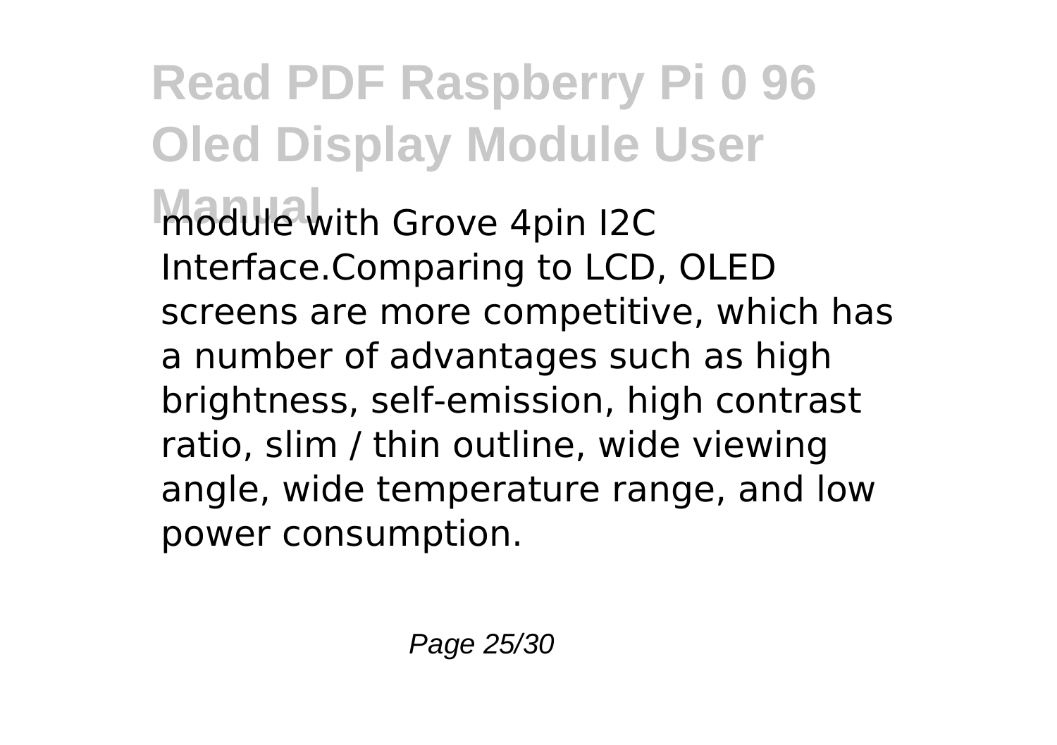module with Grove 4pin I2C Interface.Comparing to LCD, OLED screens are more competitive, which has a number of advantages such as high brightness, self-emission, high contrast ratio, slim / thin outline, wide viewing angle, wide temperature range, and low power consumption.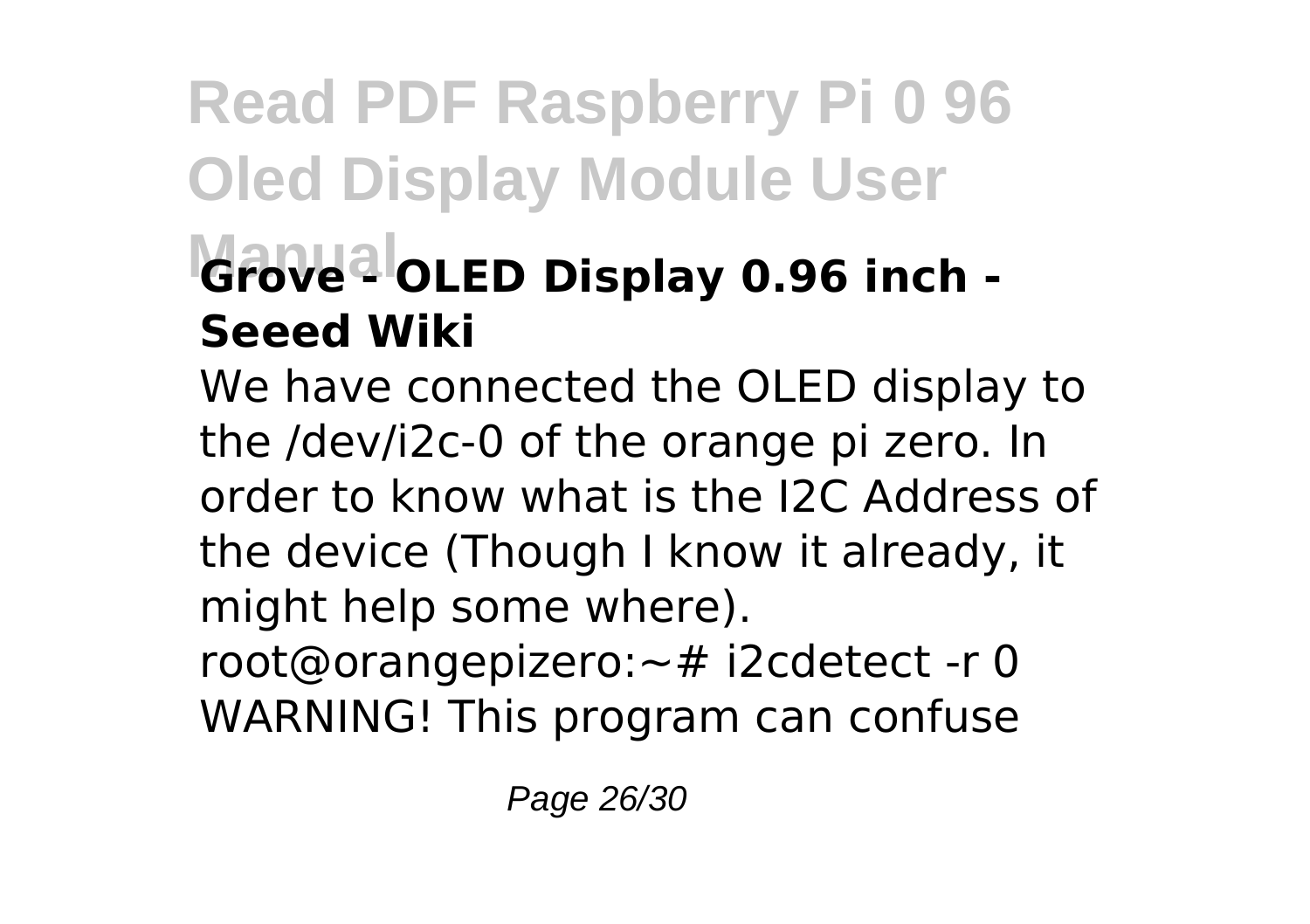### Grove - OLED Display 0.96 inch - Seeed Wiki

We have connected the OLED display to the /dev/i2c-0 of the orange pi zero. In order to know what is the I2C Address of the device (Though I know it already, it might help some where).
root@orangepizero:~# i2cdetect -r 0
WARNING! This program can confuse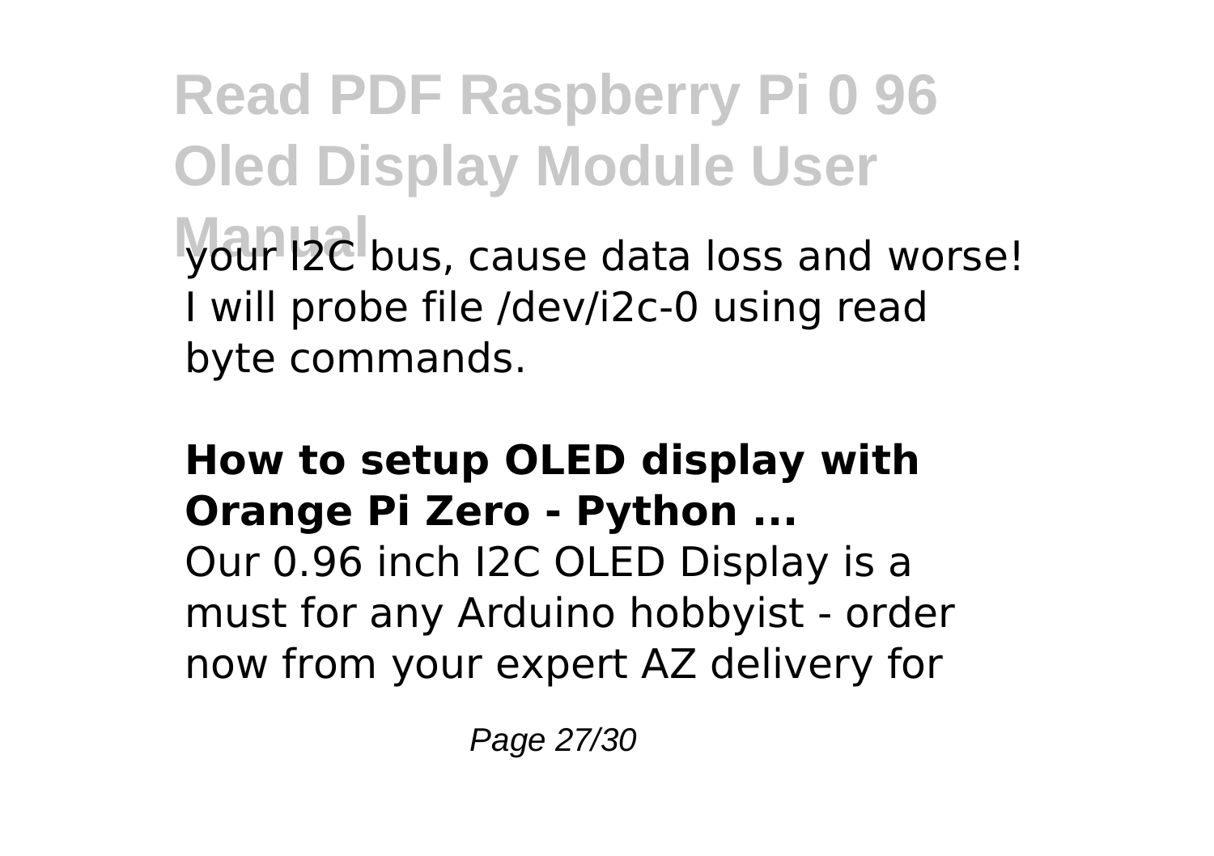your I2C bus, cause data loss and worse! I will probe file /dev/i2c-0 using read byte commands.

**How to setup OLED display with Orange Pi Zero - Python ...**

Our 0.96 inch I2C OLED Display is a must for any Arduino hobbyist - order now from your expert AZ delivery for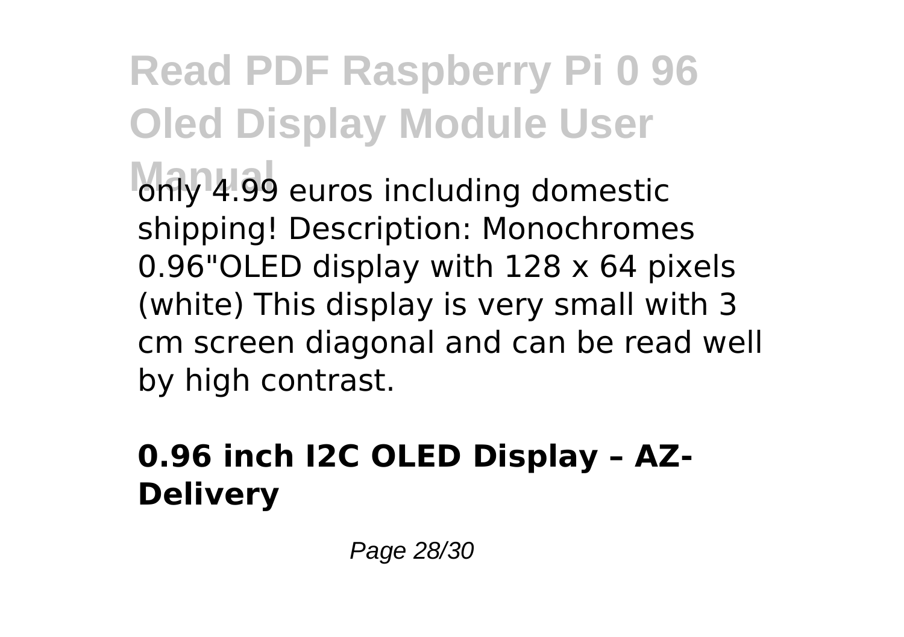only 4.99 euros including domestic shipping! Description: Monochromes 0.96"OLED display with 128 x 64 pixels (white) This display is very small with 3 cm screen diagonal and can be read well by high contrast.

### 0.96 inch I2C OLED Display – AZ-Delivery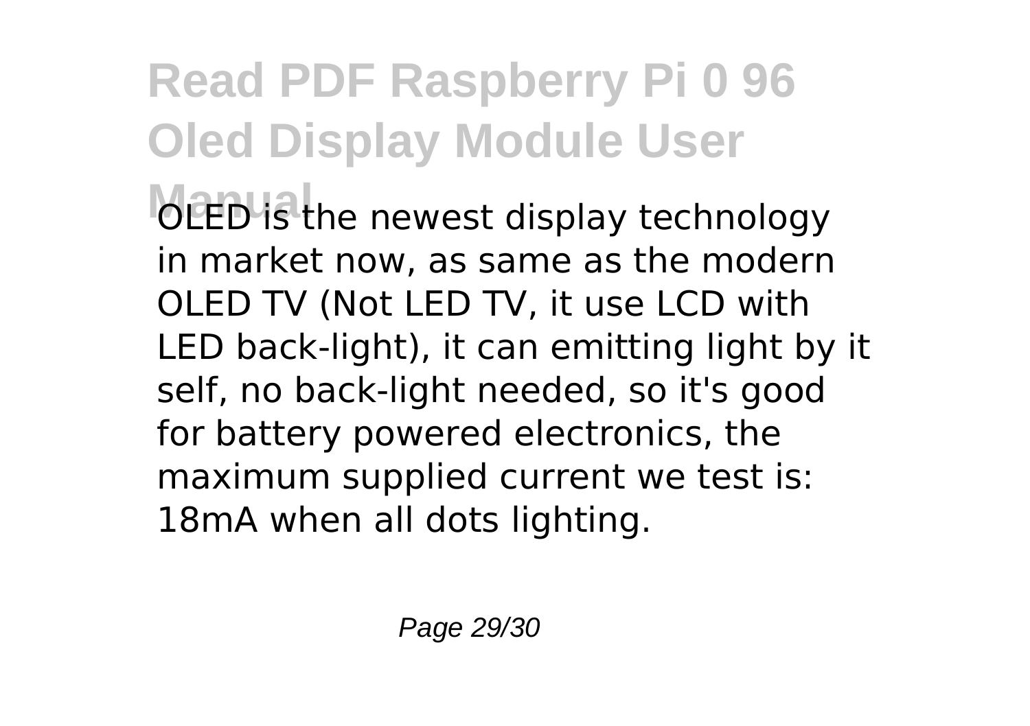OLED is the newest display technology in market now, as same as the modern OLED TV (Not LED TV, it use LCD with LED back-light), it can emitting light by it self, no back-light needed, so it's good for battery powered electronics, the maximum supplied current we test is: 18mA when all dots lighting.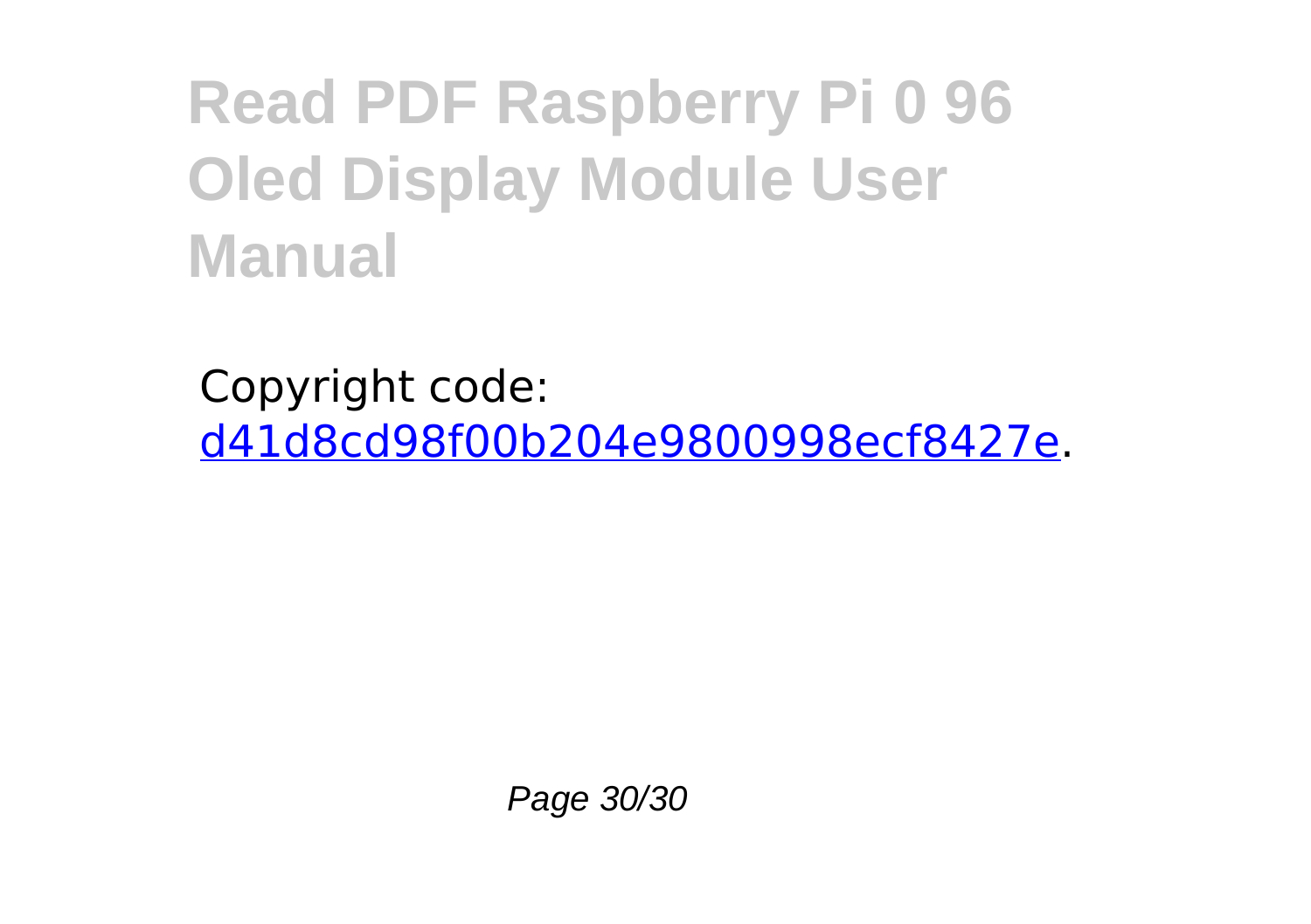Copyright code: d41d8cd98f00b204e9800998ecf8427e.